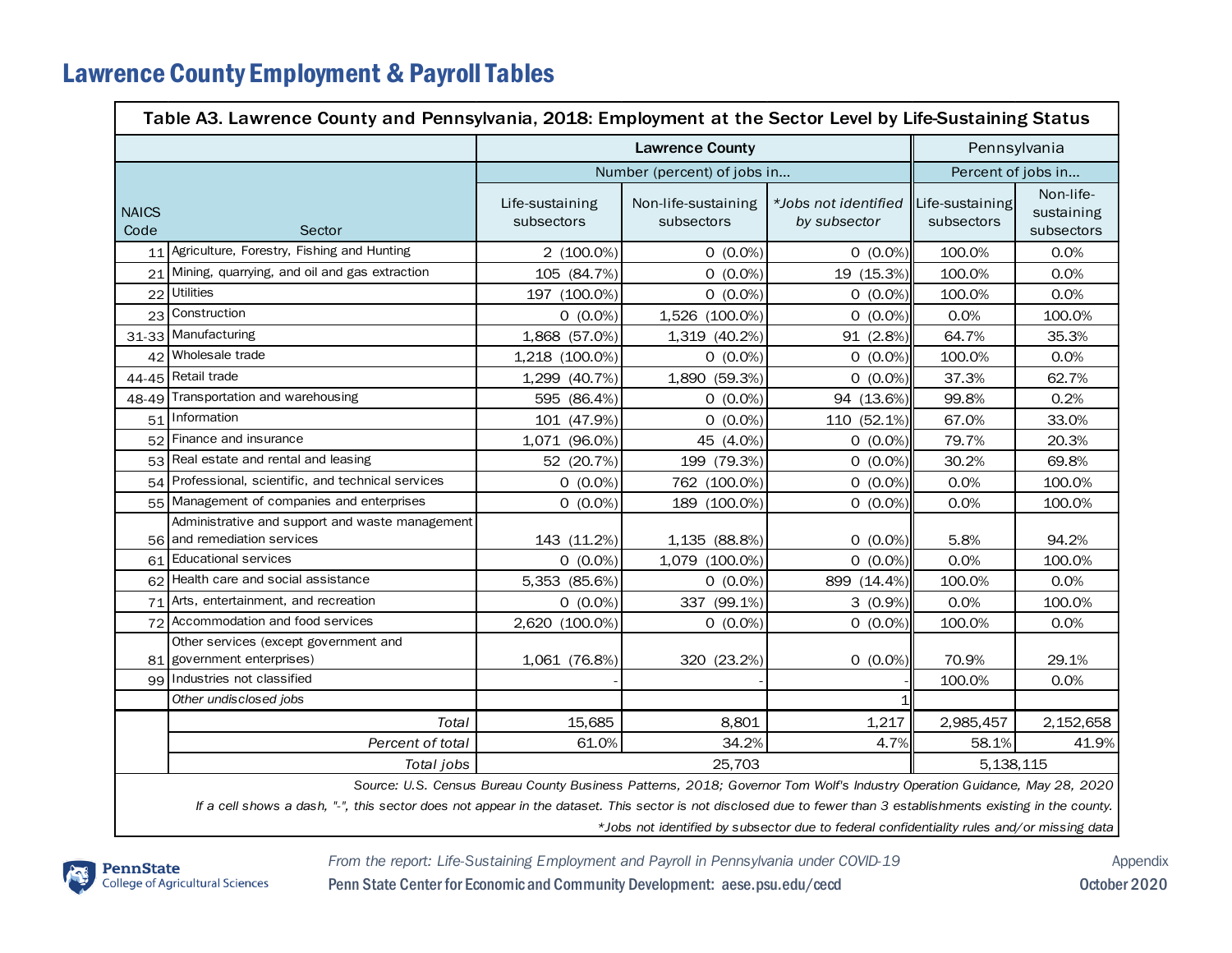# Lawrence County Employment & Payroll Tables

| Table A3. Lawrence County and Pennsylvania, 2018: Employment at the Sector Level by Life-Sustaining Status | | | | | | |
|---|---|---|---|---|---|---|
| | | Lawrence County | | | Pennsylvania | |
| | | Number (percent) of jobs in... | | | Percent of jobs in... | |
| NAICS Code | Sector | Life-sustaining subsectors | Non-life-sustaining subsectors | *Jobs not identified by subsector | Life-sustaining subsectors | Non-life-sustaining subsectors |
| 11 | Agriculture, Forestry, Fishing and Hunting | 2 (100.0%) | 0 (0.0%) | 0 (0.0%) | 100.0% | 0.0% |
| 21 | Mining, quarrying, and oil and gas extraction | 105 (84.7%) | 0 (0.0%) | 19 (15.3%) | 100.0% | 0.0% |
| 22 | Utilities | 197 (100.0%) | 0 (0.0%) | 0 (0.0%) | 100.0% | 0.0% |
| 23 | Construction | 0 (0.0%) | 1,526 (100.0%) | 0 (0.0%) | 0.0% | 100.0% |
| 31-33 | Manufacturing | 1,868 (57.0%) | 1,319 (40.2%) | 91 (2.8%) | 64.7% | 35.3% |
| 42 | Wholesale trade | 1,218 (100.0%) | 0 (0.0%) | 0 (0.0%) | 100.0% | 0.0% |
| 44-45 | Retail trade | 1,299 (40.7%) | 1,890 (59.3%) | 0 (0.0%) | 37.3% | 62.7% |
| 48-49 | Transportation and warehousing | 595 (86.4%) | 0 (0.0%) | 94 (13.6%) | 99.8% | 0.2% |
| 51 | Information | 101 (47.9%) | 0 (0.0%) | 110 (52.1%) | 67.0% | 33.0% |
| 52 | Finance and insurance | 1,071 (96.0%) | 45 (4.0%) | 0 (0.0%) | 79.7% | 20.3% |
| 53 | Real estate and rental and leasing | 52 (20.7%) | 199 (79.3%) | 0 (0.0%) | 30.2% | 69.8% |
| 54 | Professional, scientific, and technical services | 0 (0.0%) | 762 (100.0%) | 0 (0.0%) | 0.0% | 100.0% |
| 55 | Management of companies and enterprises | 0 (0.0%) | 189 (100.0%) | 0 (0.0%) | 0.0% | 100.0% |
| 56 | Administrative and support and waste management and remediation services | 143 (11.2%) | 1,135 (88.8%) | 0 (0.0%) | 5.8% | 94.2% |
| 61 | Educational services | 0 (0.0%) | 1,079 (100.0%) | 0 (0.0%) | 0.0% | 100.0% |
| 62 | Health care and social assistance | 5,353 (85.6%) | 0 (0.0%) | 899 (14.4%) | 100.0% | 0.0% |
| 71 | Arts, entertainment, and recreation | 0 (0.0%) | 337 (99.1%) | 3 (0.9%) | 0.0% | 100.0% |
| 72 | Accommodation and food services | 2,620 (100.0%) | 0 (0.0%) | 0 (0.0%) | 100.0% | 0.0% |
| 81 | Other services (except government and government enterprises) | 1,061 (76.8%) | 320 (23.2%) | 0 (0.0%) | 70.9% | 29.1% |
| 99 | Industries not classified | - | - | - | 100.0% | 0.0% |
| | *Other undisclosed jobs* | | | 1 | | |
| | *Total* | 15,685 | 8,801 | 1,217 | 2,985,457 | 2,152,658 |
| | *Percent of total* | 61.0% | 34.2% | 4.7% | 58.1% | 41.9% |
| | *Total jobs* | 25,703 | | | 5,138,115 | |

*Source: U.S. Census Bureau County Business Patterns, 2018; Governor Tom Wolf's Industry Operation Guidance, May 28, 2020*

*If a cell shows a dash, "-", this sector does not appear in the dataset. This sector is not disclosed due to fewer than 3 establishments existing in the county.*

**Jobs not identified by subsector due to federal confidentiality rules and/or missing data*

*From the report: Life-Sustaining Employment and Payroll in Pennsylvania under COVID-19*

Penn State Center for Economic and Community Development: aese.psu.edu/cecd

Appendix

October 2020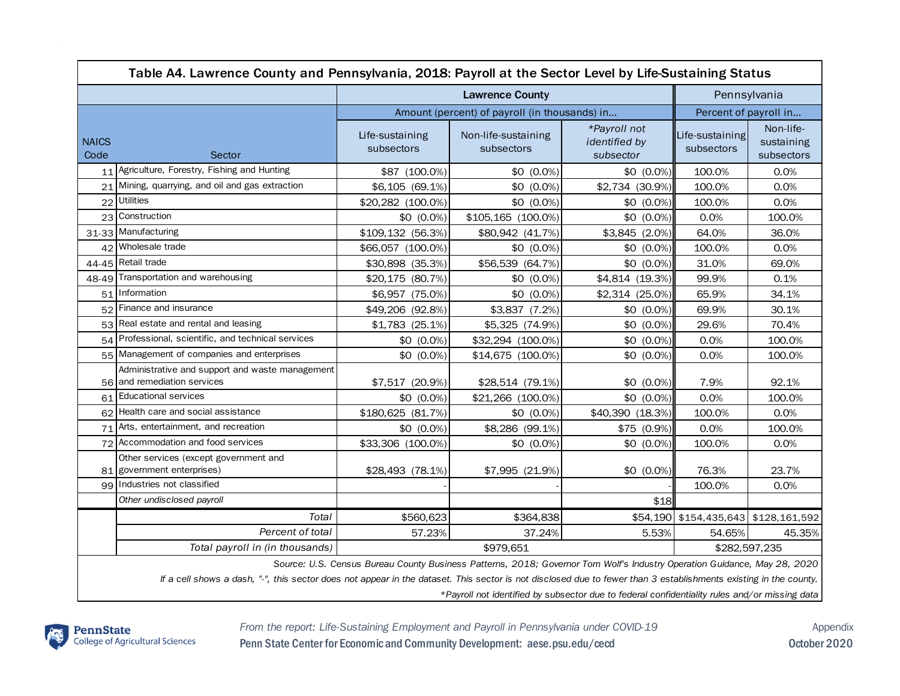## Table A4. Lawrence County and Pennsylvania, 2018: Payroll at the Sector Level by Life-Sustaining Status

| | | Lawrence County | | | Pennsylvania | |
|---|---|---|---|---|---|---|
| | | Amount (percent) of payroll (in thousands) in… | | | Percent of payroll in… | |
| NAICS Code | Sector | Life-sustaining subsectors | Non-life-sustaining subsectors | *Payroll not identified by subsector* | Life-sustaining subsectors | Non-life-sustaining subsectors |
| 11 | Agriculture, Forestry, Fishing and Hunting | $87 (100.0%) | $0 (0.0%) | $0 (0.0%) | 100.0% | 0.0% |
| 21 | Mining, quarrying, and oil and gas extraction | $6,105 (69.1%) | $0 (0.0%) | $2,734 (30.9%) | 100.0% | 0.0% |
| 22 | Utilities | $20,282 (100.0%) | $0 (0.0%) | $0 (0.0%) | 100.0% | 0.0% |
| 23 | Construction | $0 (0.0%) | $105,165 (100.0%) | $0 (0.0%) | 0.0% | 100.0% |
| 31-33 | Manufacturing | $109,132 (56.3%) | $80,942 (41.7%) | $3,845 (2.0%) | 64.0% | 36.0% |
| 42 | Wholesale trade | $66,057 (100.0%) | $0 (0.0%) | $0 (0.0%) | 100.0% | 0.0% |
| 44-45 | Retail trade | $30,898 (35.3%) | $56,539 (64.7%) | $0 (0.0%) | 31.0% | 69.0% |
| 48-49 | Transportation and warehousing | $20,175 (80.7%) | $0 (0.0%) | $4,814 (19.3%) | 99.9% | 0.1% |
| 51 | Information | $6,957 (75.0%) | $0 (0.0%) | $2,314 (25.0%) | 65.9% | 34.1% |
| 52 | Finance and insurance | $49,206 (92.8%) | $3,837 (7.2%) | $0 (0.0%) | 69.9% | 30.1% |
| 53 | Real estate and rental and leasing | $1,783 (25.1%) | $5,325 (74.9%) | $0 (0.0%) | 29.6% | 70.4% |
| 54 | Professional, scientific, and technical services | $0 (0.0%) | $32,294 (100.0%) | $0 (0.0%) | 0.0% | 100.0% |
| 55 | Management of companies and enterprises | $0 (0.0%) | $14,675 (100.0%) | $0 (0.0%) | 0.0% | 100.0% |
| 56 | Administrative and support and waste management and remediation services | $7,517 (20.9%) | $28,514 (79.1%) | $0 (0.0%) | 7.9% | 92.1% |
| 61 | Educational services | $0 (0.0%) | $21,266 (100.0%) | $0 (0.0%) | 0.0% | 100.0% |
| 62 | Health care and social assistance | $180,625 (81.7%) | $0 (0.0%) | $40,390 (18.3%) | 100.0% | 0.0% |
| 71 | Arts, entertainment, and recreation | $0 (0.0%) | $8,286 (99.1%) | $75 (0.9%) | 0.0% | 100.0% |
| 72 | Accommodation and food services | $33,306 (100.0%) | $0 (0.0%) | $0 (0.0%) | 100.0% | 0.0% |
| 81 | Other services (except government and government enterprises) | $28,493 (78.1%) | $7,995 (21.9%) | $0 (0.0%) | 76.3% | 23.7% |
| 99 | Industries not classified | - | - | - | 100.0% | 0.0% |
| | *Other undisclosed payroll* | | | $18 | | |
| | Total | $560,623 | $364,838 | $54,190 | $154,435,643 | $128,161,592 |
| | Percent of total | 57.23% | 37.24% | 5.53% | 54.65% | 45.35% |
| | Total payroll in (in thousands) | $979,651 | | | $282,597,235 | |

*Source: U.S. Census Bureau County Business Patterns, 2018; Governor Tom Wolf's Industry Operation Guidance, May 28, 2020*

*If a cell shows a dash, "-", this sector does not appear in the dataset. This sector is not disclosed due to fewer than 3 establishments existing in the county.*

**Payroll not identified by subsector due to federal confidentiality rules and/or missing data*

PennState College of Agricultural Sciences

*From the report: Life-Sustaining Employment and Payroll in Pennsylvania under COVID-19*

Penn State Center for Economic and Community Development: aese.psu.edu/cecd

Appendix

October 2020